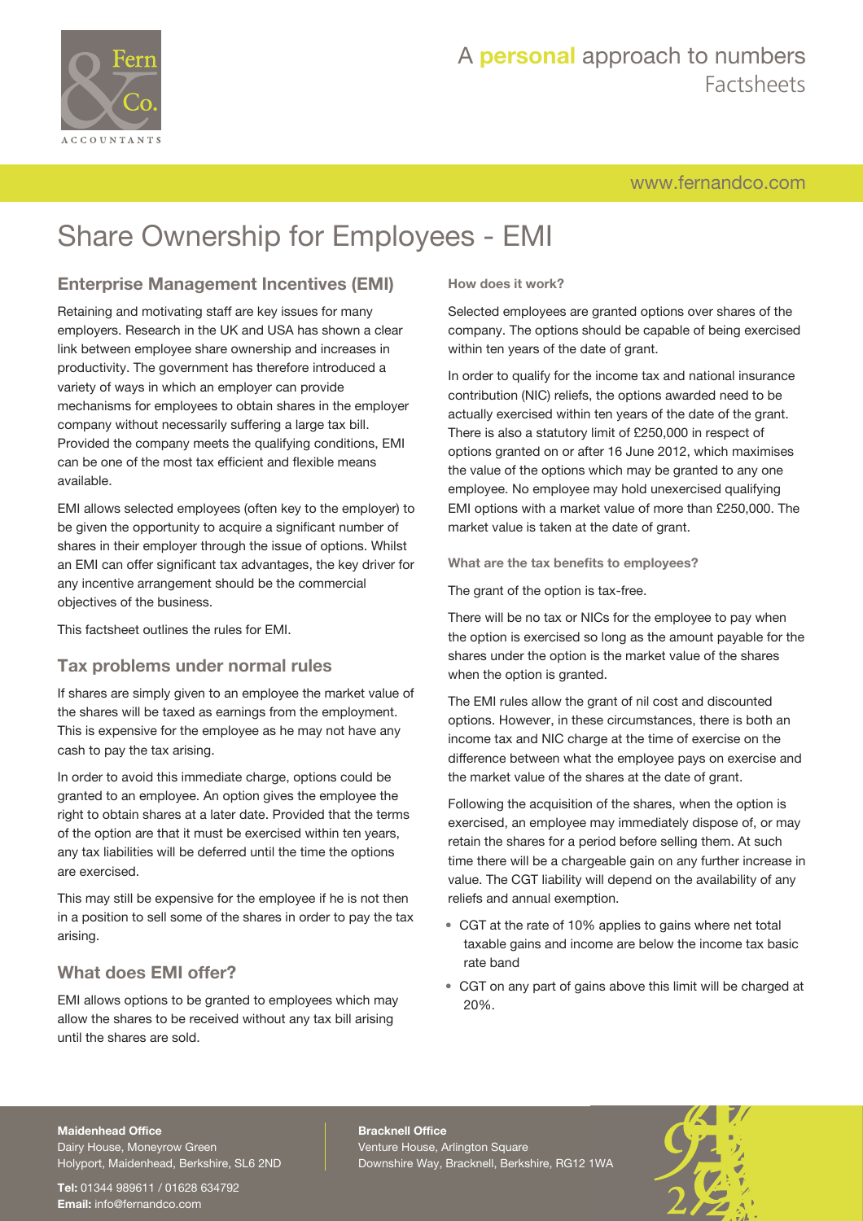# Share Ownership for Employees - EMI

## Enterprise Management Incentives (EMI)

Retaining and motivating staff are key issues for many employers. Research in the UK and USA has shown a clear link between employee share ownership and increases in productivity. The government has therefore introduced a variety of ways in which an employer can provide mechanisms for employees to obtain shares in the employer company without necessarily suffering a large tax bill. Provided the company meets the qualifying conditions, EMI can be one of the most tax efficient and flexible means available.

EMI allows selected employees (often key to the employer) to be given the opportunity to acquire a significant number of shares in their employer through the issue of options. Whilst an EMI can offer significant tax advantages, the key driver for any incentive arrangement should be the commercial objectives of the business.

This factsheet outlines the rules for EMI.

## Tax problems under normal rules

If shares are simply given to an employee the market value of the shares will be taxed as earnings from the employment. This is expensive for the employee as he may not have any cash to pay the tax arising.

In order to avoid this immediate charge, options could be granted to an employee. An option gives the employee the right to obtain shares at a later date. Provided that the terms of the option are that it must be exercised within ten years, any tax liabilities will be deferred until the time the options are exercised.

This may still be expensive for the employee if he is not then in a position to sell some of the shares in order to pay the tax arising.

## What does EMI offer?

EMI allows options to be granted to employees which may allow the shares to be received without any tax bill arising until the shares are sold.

#### How does it work?

Selected employees are granted options over shares of the company. The options should be capable of being exercised within ten years of the date of grant.

In order to qualify for the income tax and national insurance contribution (NIC) reliefs, the options awarded need to be actually exercised within ten years of the date of the grant. There is also a statutory limit of £250,000 in respect of options granted on or after 16 June 2012, which maximises the value of the options which may be granted to any one employee. No employee may hold unexercised qualifying EMI options with a market value of more than £250,000. The market value is taken at the date of grant.

#### What are the tax benefits to employees?

The grant of the option is tax-free.

There will be no tax or NICs for the employee to pay when the option is exercised so long as the amount payable for the shares under the option is the market value of the shares when the option is granted.

The EMI rules allow the grant of nil cost and discounted options. However, in these circumstances, there is both an income tax and NIC charge at the time of exercise on the difference between what the employee pays on exercise and the market value of the shares at the date of grant.

Following the acquisition of the shares, when the option is exercised, an employee may immediately dispose of, or may retain the shares for a period before selling them. At such time there will be a chargeable gain on any further increase in value. The CGT liability will depend on the availability of any reliefs and annual exemption.

- CGT at the rate of 10% applies to gains where net total taxable gains and income are below the income tax basic rate band
- CGT on any part of gains above this limit will be charged at 20%.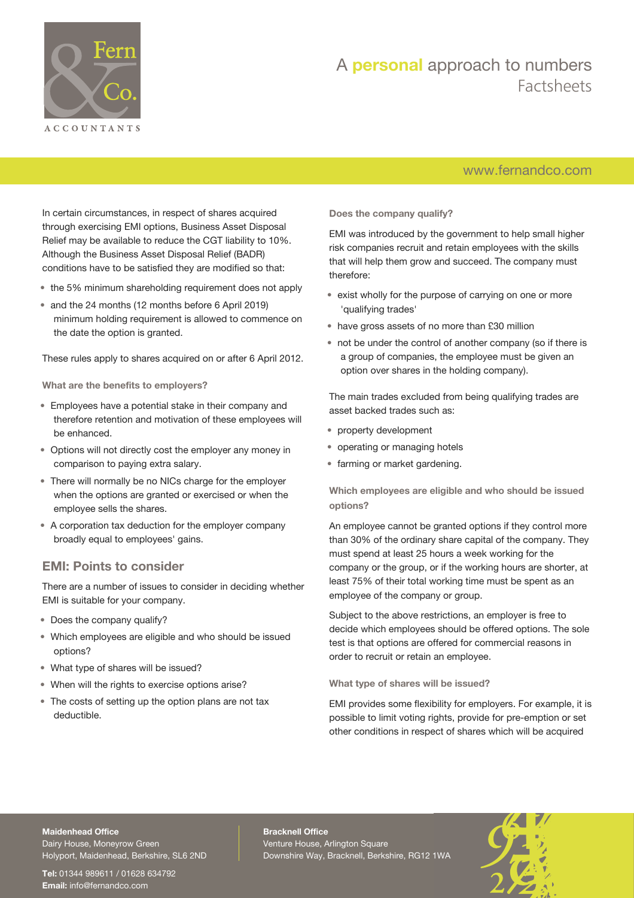In certain circumstances, in respect of shares acquired through exercising EMI options, Business Asset Disposal Relief may be available to reduce the CGT liability to 10%. Although the Business Asset Disposal Relief (BADR) conditions have to be satisfied they are modified so that:

- the 5% minimum shareholding requirement does not apply
- and the 24 months (12 months before 6 April 2019) minimum holding requirement is allowed to commence on the date the option is granted.

These rules apply to shares acquired on or after 6 April 2012.

### What are the benefits to employers?

- Employees have a potential stake in their company and therefore retention and motivation of these employees will be enhanced.
- Options will not directly cost the employer any money in comparison to paying extra salary.
- There will normally be no NICs charge for the employer when the options are granted or exercised or when the employee sells the shares.
- A corporation tax deduction for the employer company broadly equal to employees' gains.

## EMI: Points to consider

There are a number of issues to consider in deciding whether EMI is suitable for your company.

- Does the company qualify?
- Which employees are eligible and who should be issued options?
- What type of shares will be issued?
- When will the rights to exercise options arise?
- The costs of setting up the option plans are not tax deductible.

### Does the company qualify?

EMI was introduced by the government to help small higher risk companies recruit and retain employees with the skills that will help them grow and succeed. The company must therefore:

- exist wholly for the purpose of carrying on one or more 'qualifying trades'
- have gross assets of no more than £30 million
- not be under the control of another company (so if there is a group of companies, the employee must be given an option over shares in the holding company).

The main trades excluded from being qualifying trades are asset backed trades such as:

- property development
- operating or managing hotels
- farming or market gardening.

### Which employees are eligible and who should be issued options?

An employee cannot be granted options if they control more than 30% of the ordinary share capital of the company. They must spend at least 25 hours a week working for the company or the group, or if the working hours are shorter, at least 75% of their total working time must be spent as an employee of the company or group.

Subject to the above restrictions, an employer is free to decide which employees should be offered options. The sole test is that options are offered for commercial reasons in order to recruit or retain an employee.

### What type of shares will be issued?

EMI provides some flexibility for employers. For example, it is possible to limit voting rights, provide for pre-emption or set other conditions in respect of shares which will be acquired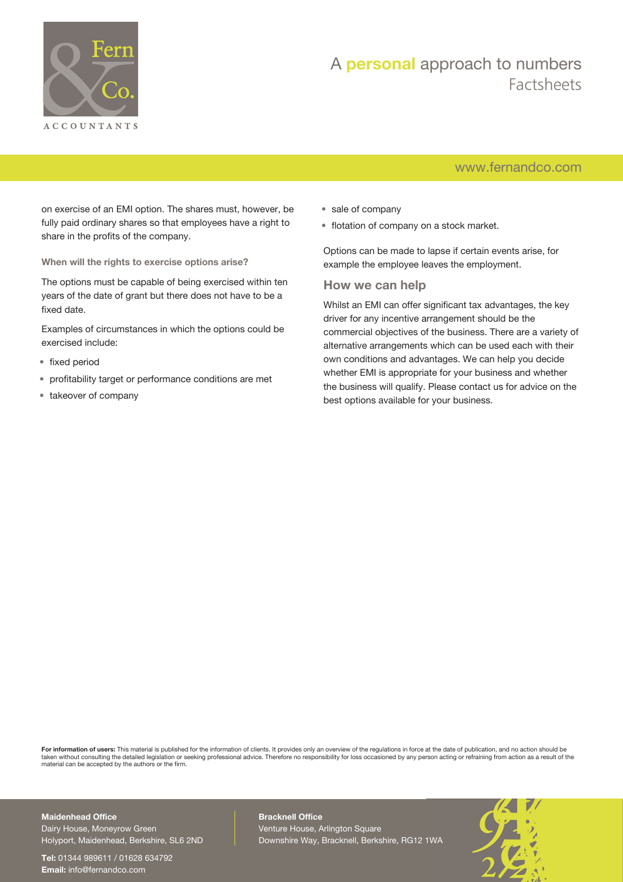on exercise of an EMI option. The shares must, however, be fully paid ordinary shares so that employees have a right to share in the profits of the company.

#### When will the rights to exercise options arise?

The options must be capable of being exercised within ten years of the date of grant but there does not have to be a fixed date.

Examples of circumstances in which the options could be exercised include:

- fixed period
- profitability target or performance conditions are met
- takeover of company
- sale of company
- flotation of company on a stock market.

Options can be made to lapse if certain events arise, for example the employee leaves the employment.

### How we can help

Whilst an EMI can offer significant tax advantages, the key driver for any incentive arrangement should be the commercial objectives of the business. There are a variety of alternative arrangements which can be used each with their own conditions and advantages. We can help you decide whether EMI is appropriate for your business and whether the business will qualify. Please contact us for advice on the best options available for your business.

**For information of users:** This material is published for the information of clients. It provides only an overview of the regulations in force at the date of publication, and no action should be taken without consulting the detailed legislation or seeking professional advice. Therefore no responsibility for loss occasioned by any person acting or refraining from action as a result of the material can be accepted by the authors or the firm.